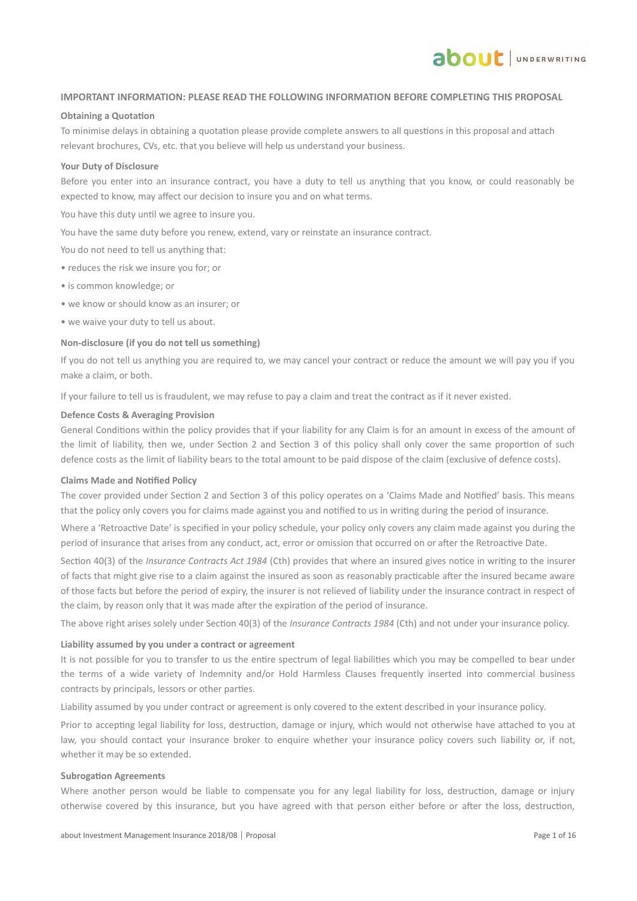**IMPORTANT INFORMATION: PLEASE READ THE FOLLOWING INFORMATION BEFORE COMPLETING THIS PROPOSAL**

**Obtaining a Quotation**

To minimise delays in obtaining a quotation please provide complete answers to all questions in this proposal and attach relevant brochures, CVs, etc. that you believe will help us understand your business.

**Your Duty of Disclosure**

Before you enter into an insurance contract, you have a duty to tell us anything that you know, or could reasonably be expected to know, may affect our decision to insure you and on what terms.

You have this duty until we agree to insure you.

You have the same duty before you renew, extend, vary or reinstate an insurance contract.

You do not need to tell us anything that:

- reduces the risk we insure you for; or
- is common knowledge; or
- we know or should know as an insurer; or
- we waive your duty to tell us about.

**Non-disclosure (if you do not tell us something)**

If you do not tell us anything you are required to, we may cancel your contract or reduce the amount we will pay you if you make a claim, or both.

If your failure to tell us is fraudulent, we may refuse to pay a claim and treat the contract as if it never existed.

**Defence Costs & Averaging Provision**

General Conditions within the policy provides that if your liability for any Claim is for an amount in excess of the amount of the limit of liability, then we, under Section 2 and Section 3 of this policy shall only cover the same proportion of such defence costs as the limit of liability bears to the total amount to be paid dispose of the claim (exclusive of defence costs).

**Claims Made and Notified Policy**

The cover provided under Section 2 and Section 3 of this policy operates on a 'Claims Made and Notified' basis. This means that the policy only covers you for claims made against you and notified to us in writing during the period of insurance.

Where a 'Retroactive Date' is specified in your policy schedule, your policy only covers any claim made against you during the period of insurance that arises from any conduct, act, error or omission that occurred on or after the Retroactive Date.

Section 40(3) of the *Insurance Contracts Act 1984* (Cth) provides that where an insured gives notice in writing to the insurer of facts that might give rise to a claim against the insured as soon as reasonably practicable after the insured became aware of those facts but before the period of expiry, the insurer is not relieved of liability under the insurance contract in respect of the claim, by reason only that it was made after the expiration of the period of insurance.

The above right arises solely under Section 40(3) of the *Insurance Contracts 1984* (Cth) and not under your insurance policy.

**Liability assumed by you under a contract or agreement**

It is not possible for you to transfer to us the entire spectrum of legal liabilities which you may be compelled to bear under the terms of a wide variety of Indemnity and/or Hold Harmless Clauses frequently inserted into commercial business contracts by principals, lessors or other parties.

Liability assumed by you under contract or agreement is only covered to the extent described in your insurance policy.

Prior to accepting legal liability for loss, destruction, damage or injury, which would not otherwise have attached to you at law, you should contact your insurance broker to enquire whether your insurance policy covers such liability or, if not, whether it may be so extended.

**Subrogation Agreements**

Where another person would be liable to compensate you for any legal liability for loss, destruction, damage or injury otherwise covered by this insurance, but you have agreed with that person either before or after the loss, destruction,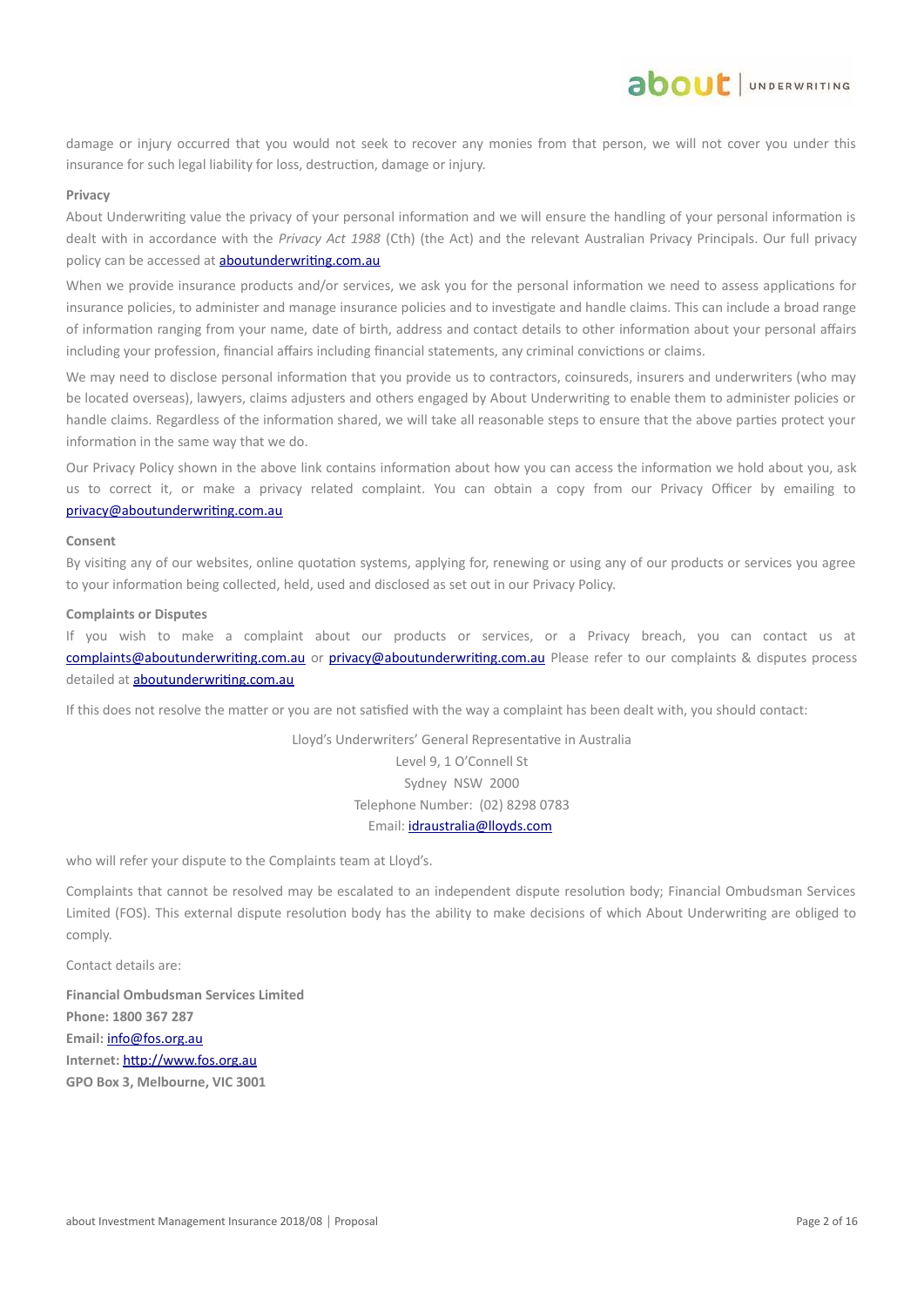damage or injury occurred that you would not seek to recover any monies from that person, we will not cover you under this insurance for such legal liability for loss, destruction, damage or injury.

**Privacy**

About Underwriting value the privacy of your personal information and we will ensure the handling of your personal information is dealt with in accordance with the *Privacy Act 1988* (Cth) (the Act) and the relevant Australian Privacy Principals. Our full privacy policy can be accessed at [aboutunderwriting.com.au](aboutunderwriting.com.au)

When we provide insurance products and/or services, we ask you for the personal information we need to assess applications for insurance policies, to administer and manage insurance policies and to investigate and handle claims. This can include a broad range of information ranging from your name, date of birth, address and contact details to other information about your personal affairs including your profession, financial affairs including financial statements, any criminal convictions or claims.

We may need to disclose personal information that you provide us to contractors, coinsureds, insurers and underwriters (who may be located overseas), lawyers, claims adjusters and others engaged by About Underwriting to enable them to administer policies or handle claims. Regardless of the information shared, we will take all reasonable steps to ensure that the above parties protect your information in the same way that we do.

Our Privacy Policy shown in the above link contains information about how you can access the information we hold about you, ask us to correct it, or make a privacy related complaint. You can obtain a copy from our Privacy Officer by emailing to privacy@aboutunderwriting.com.au

**Consent**

By visiting any of our websites, online quotation systems, applying for, renewing or using any of our products or services you agree to your information being collected, held, used and disclosed as set out in our Privacy Policy.

**Complaints or Disputes**

If you wish to make a complaint about our products or services, or a Privacy breach, you can contact us at complaints@aboutunderwriting.com.au or privacy@aboutunderwriting.com.au Please refer to our complaints & disputes process detailed at [aboutunderwriting.com.au](aboutunderwriting.com.au)

If this does not resolve the matter or you are not satisfied with the way a complaint has been dealt with, you should contact:

Lloyd's Underwriters' General Representative in Australia
Level 9, 1 O'Connell St
Sydney NSW 2000
Telephone Number: (02) 8298 0783
Email: idraustralia@lloyds.com

who will refer your dispute to the Complaints team at Lloyd's.

Complaints that cannot be resolved may be escalated to an independent dispute resolution body; Financial Ombudsman Services Limited (FOS). This external dispute resolution body has the ability to make decisions of which About Underwriting are obliged to comply.

Contact details are:

**Financial Ombudsman Services Limited**
**Phone: 1800 367 287**
**Email:** info@fos.org.au
**Internet:** http://www.fos.org.au
**GPO Box 3, Melbourne, VIC 3001**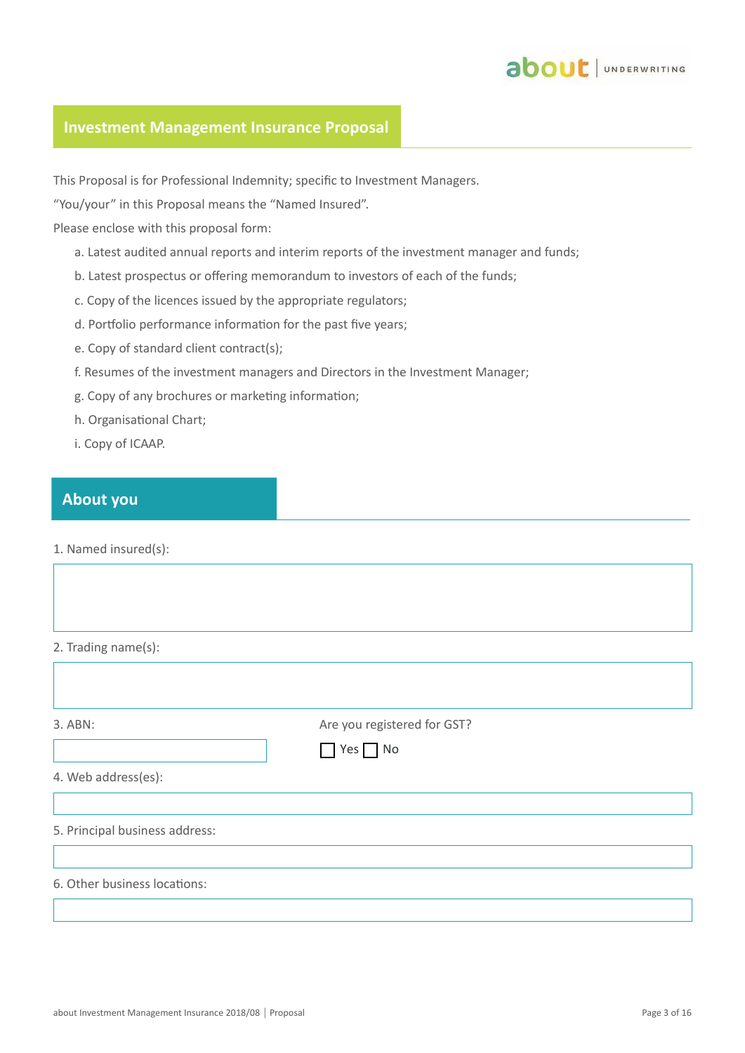# Investment Management Insurance Proposal

This Proposal is for Professional Indemnity; specific to Investment Managers.

“You/your” in this Proposal means the “Named Insured”.

Please enclose with this proposal form:

a. Latest audited annual reports and interim reports of the investment manager and funds;

b. Latest prospectus or offering memorandum to investors of each of the funds;

c. Copy of the licences issued by the appropriate regulators;

d. Portfolio performance information for the past five years;

e. Copy of standard client contract(s);

f. Resumes of the investment managers and Directors in the Investment Manager;

g. Copy of any brochures or marketing information;

h. Organisational Chart;

i. Copy of ICAAP.

## About you

1. Named insured(s):

2. Trading name(s):

3. ABN:

Are you registered for GST?

☐ Yes ☐ No

4. Web address(es):

5. Principal business address:

6. Other business locations: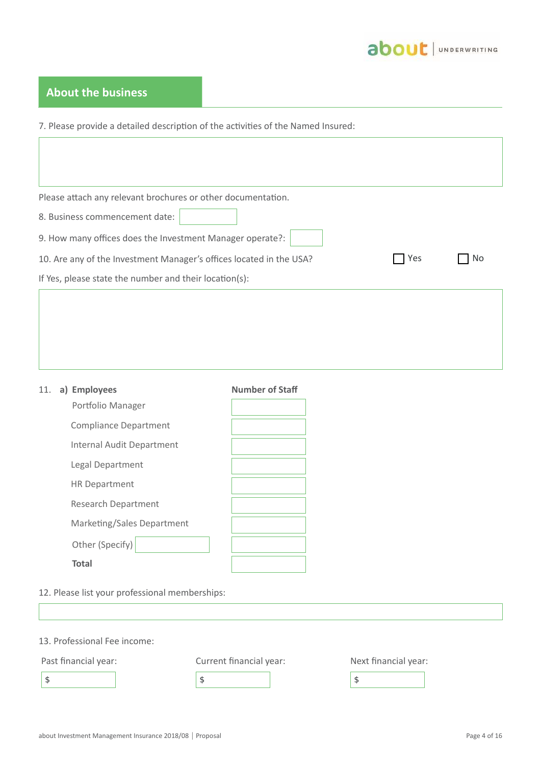## About the business

7. Please provide a detailed description of the activities of the Named Insured:

Please attach any relevant brochures or other documentation.

8. Business commencement date:

9. How many offices does the Investment Manager operate?:

10. Are any of the Investment Manager's offices located in the USA? ☐ Yes ☐ No

If Yes, please state the number and their location(s):

11. a) **Employees**

| **Employees** | **Number of Staff** |
|---|---|
| Portfolio Manager | |
| Compliance Department | |
| Internal Audit Department | |
| Legal Department | |
| HR Department | |
| Research Department | |
| Marketing/Sales Department | |
| Other (Specify) | |
| **Total** | |

12. Please list your professional memberships:

13. Professional Fee income:

| Past financial year: | Current financial year: | Next financial year: |
|---|---|---|
| $ | $ | $ |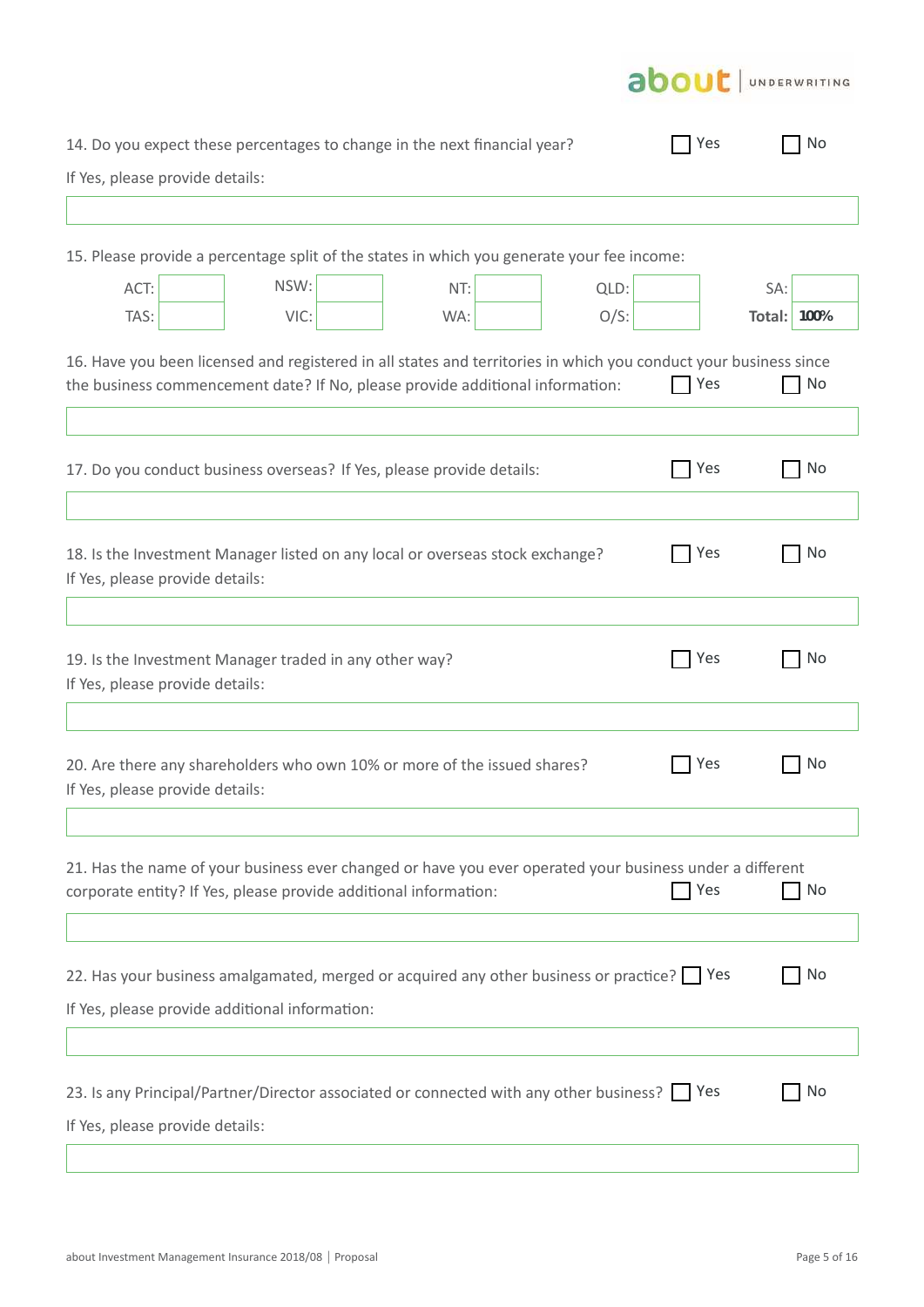14. Do you expect these percentages to change in the next financial year? ☐ Yes ☐ No

If Yes, please provide details:

15. Please provide a percentage split of the states in which you generate your fee income:

| ACT: | | NSW: | | NT: | | QLD: | | SA: | |
|---|---|---|---|---|---|---|---|---|---|
| TAS: | | VIC: | | WA: | | O/S: | | **Total:** | **100%** |

16. Have you been licensed and registered in all states and territories in which you conduct your business since the business commencement date? If No, please provide additional information: ☐ Yes ☐ No

17. Do you conduct business overseas? If Yes, please provide details: ☐ Yes ☐ No

18. Is the Investment Manager listed on any local or overseas stock exchange? ☐ Yes ☐ No

If Yes, please provide details:

19. Is the Investment Manager traded in any other way? ☐ Yes ☐ No

If Yes, please provide details:

20. Are there any shareholders who own 10% or more of the issued shares? ☐ Yes ☐ No

If Yes, please provide details:

21. Has the name of your business ever changed or have you ever operated your business under a different corporate entity? If Yes, please provide additional information: ☐ Yes ☐ No

22. Has your business amalgamated, merged or acquired any other business or practice? ☐ Yes ☐ No

If Yes, please provide additional information:

23. Is any Principal/Partner/Director associated or connected with any other business? ☐ Yes ☐ No

If Yes, please provide details: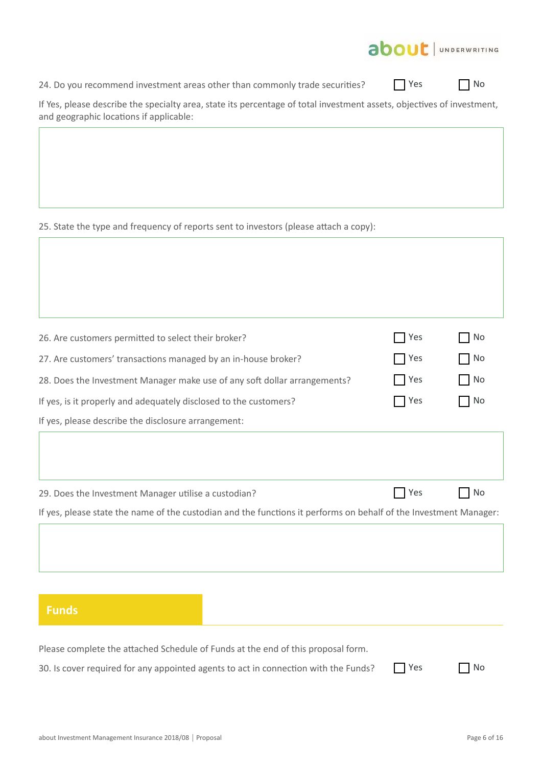24. Do you recommend investment areas other than commonly trade securities? ☐ Yes ☐ No

If Yes, please describe the specialty area, state its percentage of total investment assets, objectives of investment, and geographic locations if applicable:

25. State the type and frequency of reports sent to investors (please attach a copy):

26. Are customers permitted to select their broker? ☐ Yes ☐ No

27. Are customers' transactions managed by an in-house broker? ☐ Yes ☐ No

28. Does the Investment Manager make use of any soft dollar arrangements? ☐ Yes ☐ No

If yes, is it properly and adequately disclosed to the customers? ☐ Yes ☐ No

If yes, please describe the disclosure arrangement:

29. Does the Investment Manager utilise a custodian? ☐ Yes ☐ No

If yes, please state the name of the custodian and the functions it performs on behalf of the Investment Manager:

## Funds

Please complete the attached Schedule of Funds at the end of this proposal form.

30. Is cover required for any appointed agents to act in connection with the Funds? ☐ Yes ☐ No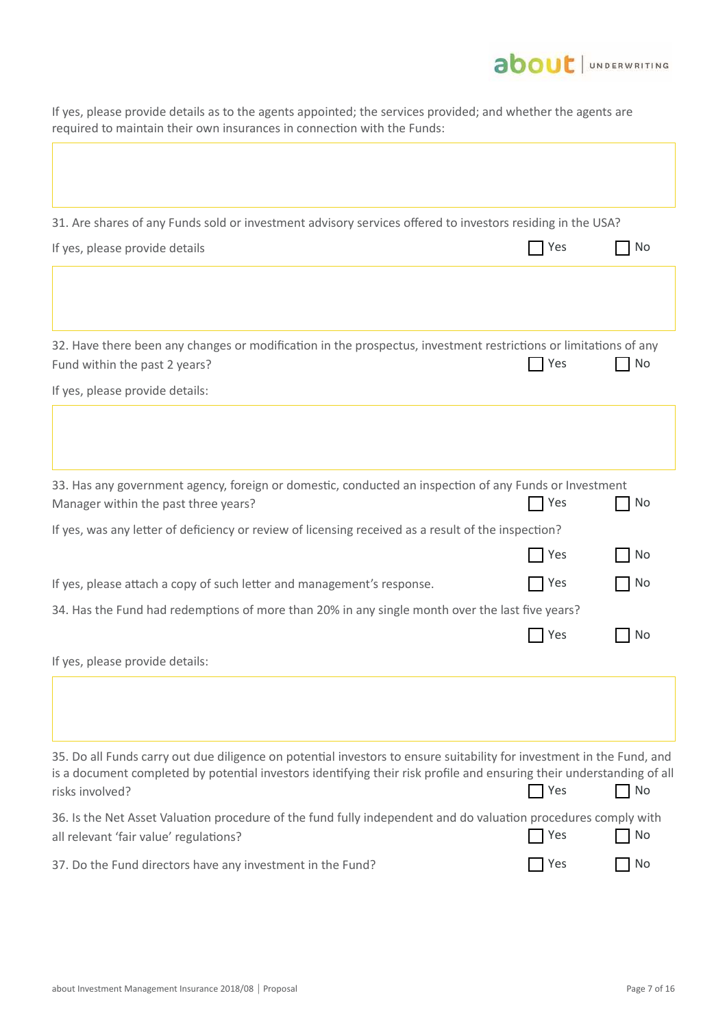If yes, please provide details as to the agents appointed; the services provided; and whether the agents are required to maintain their own insurances in connection with the Funds:

31. Are shares of any Funds sold or investment advisory services offered to investors residing in the USA?

If yes, please provide details ☐ Yes ☐ No

32. Have there been any changes or modification in the prospectus, investment restrictions or limitations of any Fund within the past 2 years? ☐ Yes ☐ No

If yes, please provide details:

33. Has any government agency, foreign or domestic, conducted an inspection of any Funds or Investment Manager within the past three years? ☐ Yes ☐ No

If yes, was any letter of deficiency or review of licensing received as a result of the inspection?

☐ Yes ☐ No

If yes, please attach a copy of such letter and management's response. ☐ Yes ☐ No

34. Has the Fund had redemptions of more than 20% in any single month over the last five years?

☐ Yes ☐ No

If yes, please provide details:

35. Do all Funds carry out due diligence on potential investors to ensure suitability for investment in the Fund, and is a document completed by potential investors identifying their risk profile and ensuring their understanding of all risks involved? ☐ Yes ☐ No

36. Is the Net Asset Valuation procedure of the fund fully independent and do valuation procedures comply with all relevant 'fair value' regulations? ☐ Yes ☐ No

37. Do the Fund directors have any investment in the Fund? ☐ Yes ☐ No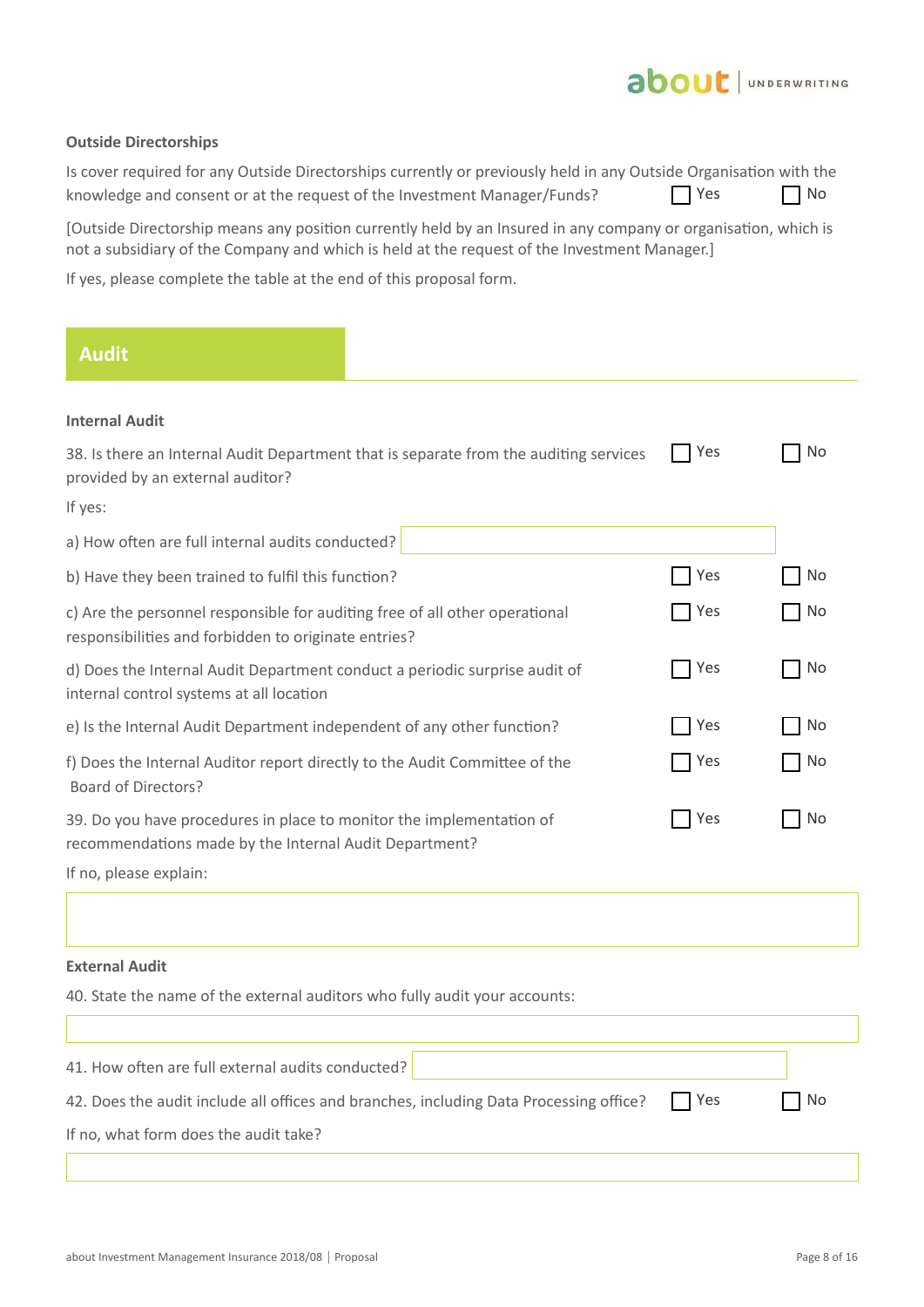### Outside Directorships

Is cover required for any Outside Directorships currently or previously held in any Outside Organisation with the knowledge and consent or at the request of the Investment Manager/Funds? ☐ Yes ☐ No

[Outside Directorship means any position currently held by an Insured in any company or organisation, which is not a subsidiary of the Company and which is held at the request of the Investment Manager.]

If yes, please complete the table at the end of this proposal form.

## Audit

### Internal Audit

38. Is there an Internal Audit Department that is separate from the auditing services provided by an external auditor? ☐ Yes ☐ No

If yes:

a) How often are full internal audits conducted? \_\_\_\_\_\_\_\_\_\_\_\_\_\_\_\_\_\_\_\_

b) Have they been trained to fulfil this function? ☐ Yes ☐ No

c) Are the personnel responsible for auditing free of all other operational responsibilities and forbidden to originate entries? ☐ Yes ☐ No

d) Does the Internal Audit Department conduct a periodic surprise audit of internal control systems at all location ☐ Yes ☐ No

e) Is the Internal Audit Department independent of any other function? ☐ Yes ☐ No

f) Does the Internal Auditor report directly to the Audit Committee of the Board of Directors? ☐ Yes ☐ No

39. Do you have procedures in place to monitor the implementation of recommendations made by the Internal Audit Department? ☐ Yes ☐ No

If no, please explain:

\_\_\_\_\_\_\_\_\_\_\_\_\_\_\_\_\_\_\_\_

### External Audit

40. State the name of the external auditors who fully audit your accounts:

\_\_\_\_\_\_\_\_\_\_\_\_\_\_\_\_\_\_\_\_

41. How often are full external audits conducted? \_\_\_\_\_\_\_\_\_\_\_\_\_\_\_\_\_\_\_\_

42. Does the audit include all offices and branches, including Data Processing office? ☐ Yes ☐ No

If no, what form does the audit take?

\_\_\_\_\_\_\_\_\_\_\_\_\_\_\_\_\_\_\_\_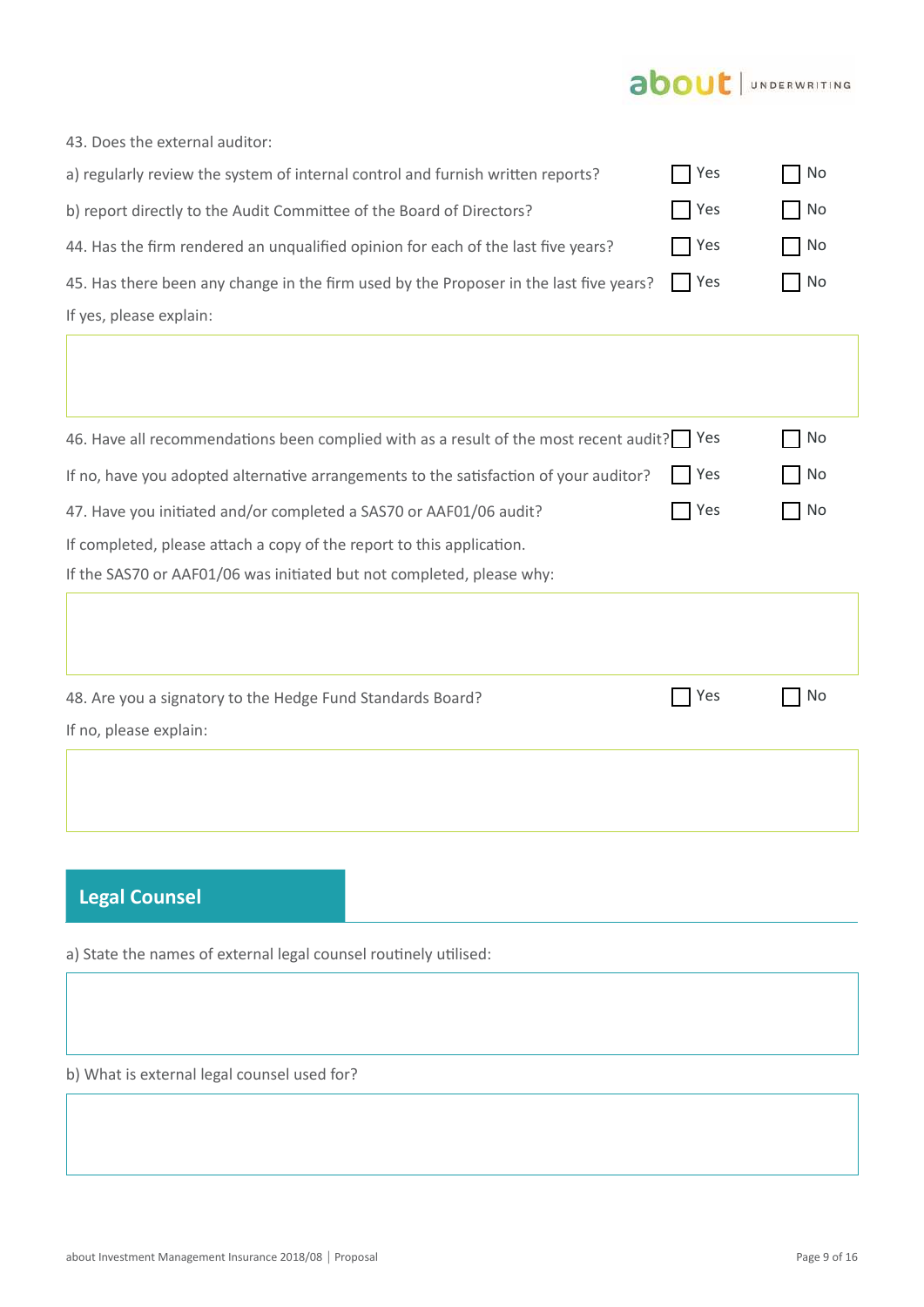43. Does the external auditor:

a) regularly review the system of internal control and furnish written reports? ☐ Yes ☐ No

b) report directly to the Audit Committee of the Board of Directors? ☐ Yes ☐ No

44. Has the firm rendered an unqualified opinion for each of the last five years? ☐ Yes ☐ No

45. Has there been any change in the firm used by the Proposer in the last five years? ☐ Yes ☐ No

If yes, please explain:

46. Have all recommendations been complied with as a result of the most recent audit? ☐ Yes ☐ No

If no, have you adopted alternative arrangements to the satisfaction of your auditor? ☐ Yes ☐ No

47. Have you initiated and/or completed a SAS70 or AAF01/06 audit? ☐ Yes ☐ No

If completed, please attach a copy of the report to this application.

If the SAS70 or AAF01/06 was initiated but not completed, please why:

48. Are you a signatory to the Hedge Fund Standards Board? ☐ Yes ☐ No

If no, please explain:

## Legal Counsel

a) State the names of external legal counsel routinely utilised:

b) What is external legal counsel used for?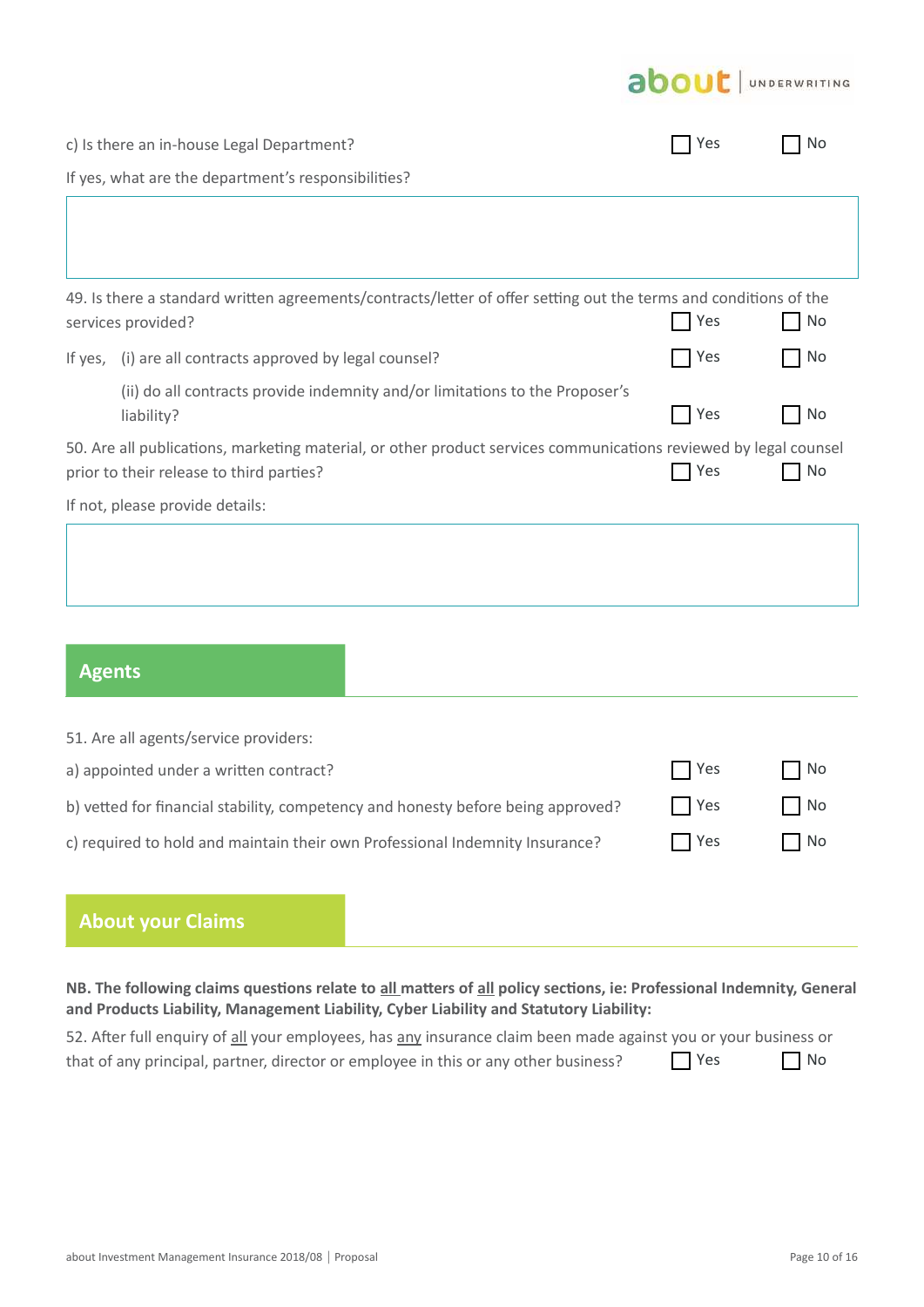c) Is there an in-house Legal Department? ☐ Yes ☐ No

If yes, what are the department's responsibilities?

49. Is there a standard written agreements/contracts/letter of offer setting out the terms and conditions of the services provided? ☐ Yes ☐ No

If yes, (i) are all contracts approved by legal counsel? ☐ Yes ☐ No

(ii) do all contracts provide indemnity and/or limitations to the Proposer's liability? ☐ Yes ☐ No

50. Are all publications, marketing material, or other product services communications reviewed by legal counsel prior to their release to third parties? ☐ Yes ☐ No

If not, please provide details:

## Agents

51. Are all agents/service providers:

a) appointed under a written contract? ☐ Yes ☐ No

b) vetted for financial stability, competency and honesty before being approved? ☐ Yes ☐ No

c) required to hold and maintain their own Professional Indemnity Insurance? ☐ Yes ☐ No

## About your Claims

**NB. The following claims questions relate to all matters of all policy sections, ie: Professional Indemnity, General and Products Liability, Management Liability, Cyber Liability and Statutory Liability:**

52. After full enquiry of all your employees, has any insurance claim been made against you or your business or that of any principal, partner, director or employee in this or any other business? ☐ Yes ☐ No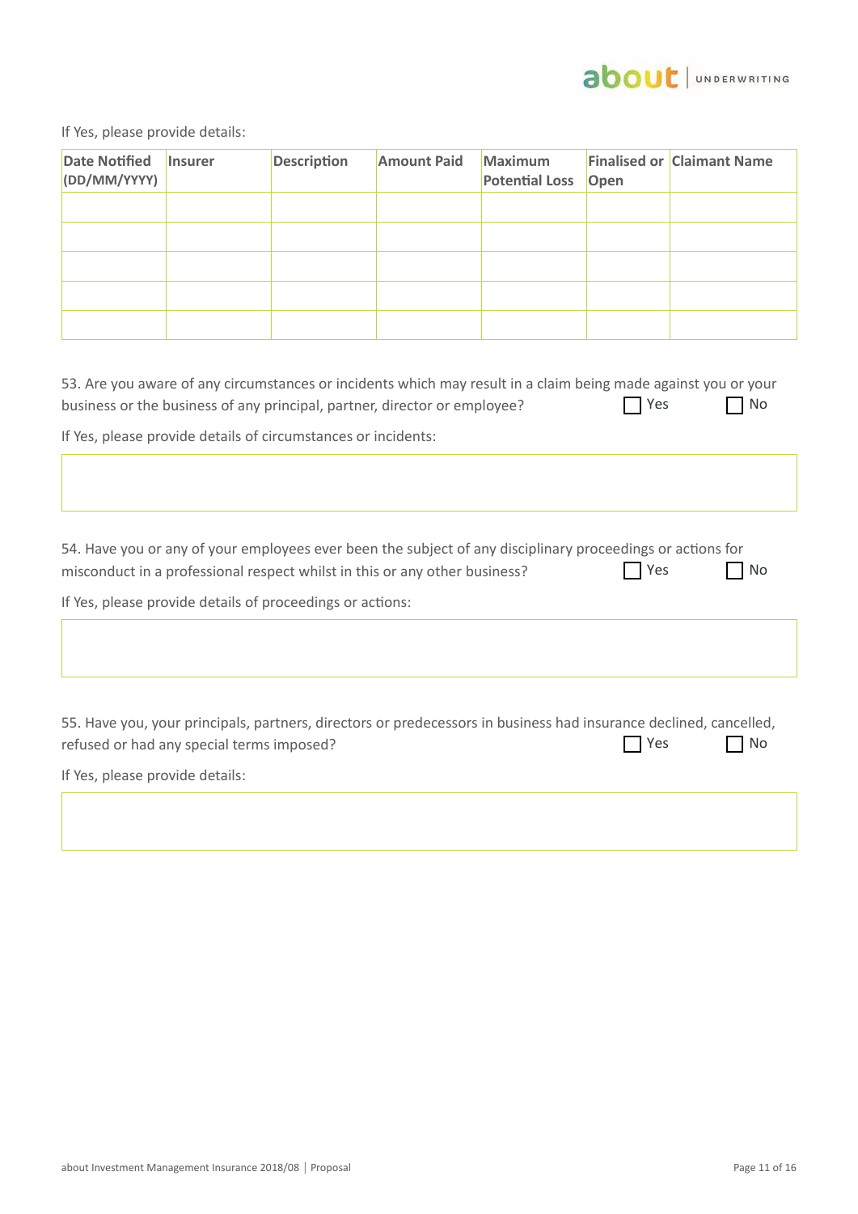If Yes, please provide details:

| Date Notified (DD/MM/YYYY) | Insurer | Description | Amount Paid | Maximum Potential Loss | Finalised or Open | Claimant Name |
|---|---|---|---|---|---|---|
| | | | | | | |
| | | | | | | |
| | | | | | | |
| | | | | | | |
| | | | | | | |

53. Are you aware of any circumstances or incidents which may result in a claim being made against you or your business or the business of any principal, partner, director or employee? ☐ Yes ☐ No

If Yes, please provide details of circumstances or incidents:

| |
|---|
| |

54. Have you or any of your employees ever been the subject of any disciplinary proceedings or actions for misconduct in a professional respect whilst in this or any other business? ☐ Yes ☐ No

If Yes, please provide details of proceedings or actions:

| |
|---|
| |

55. Have you, your principals, partners, directors or predecessors in business had insurance declined, cancelled, refused or had any special terms imposed? ☐ Yes ☐ No

If Yes, please provide details:

| |
|---|
| |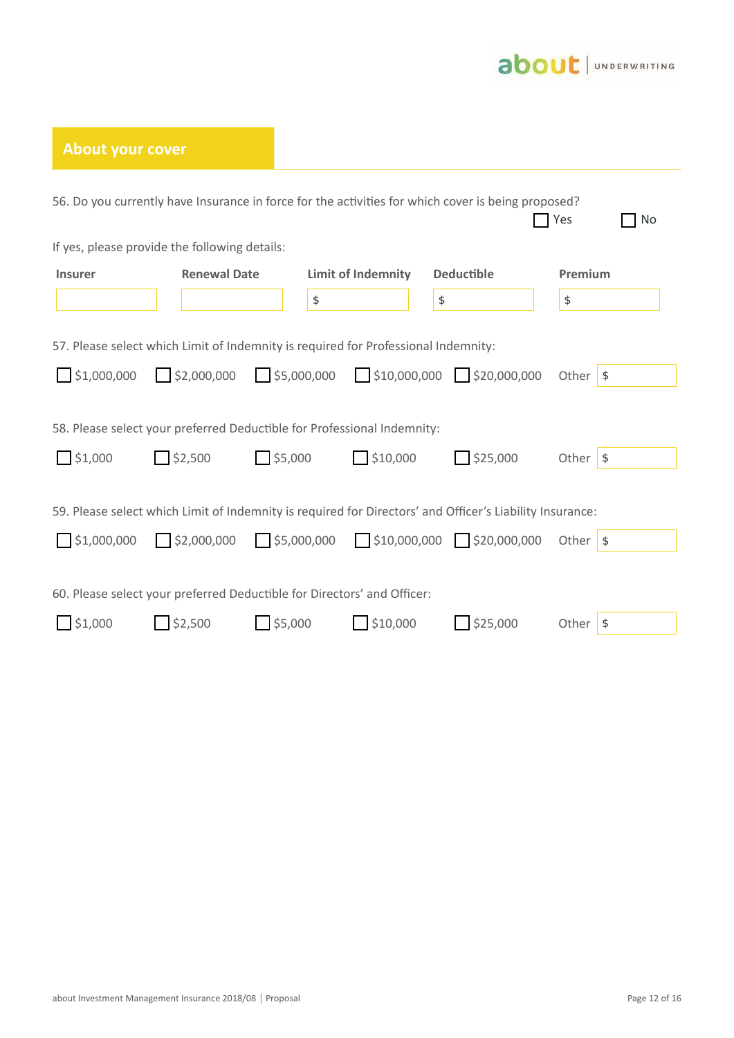## About your cover

56. Do you currently have Insurance in force for the activities for which cover is being proposed?

☐ Yes ☐ No

If yes, please provide the following details:

| Insurer | Renewal Date | Limit of Indemnity | Deductible | Premium |
|---|---|---|---|---|
| | | $ | $ | $ |

57. Please select which Limit of Indemnity is required for Professional Indemnity:

☐ $1,000,000 ☐ $2,000,000 ☐ $5,000,000 ☐ $10,000,000 ☐ $20,000,000 Other $

58. Please select your preferred Deductible for Professional Indemnity:

☐ $1,000 ☐ $2,500 ☐ $5,000 ☐ $10,000 ☐ $25,000 Other $

59. Please select which Limit of Indemnity is required for Directors' and Officer's Liability Insurance:

☐ $1,000,000 ☐ $2,000,000 ☐ $5,000,000 ☐ $10,000,000 ☐ $20,000,000 Other $

60. Please select your preferred Deductible for Directors' and Officer:

☐ $1,000 ☐ $2,500 ☐ $5,000 ☐ $10,000 ☐ $25,000 Other $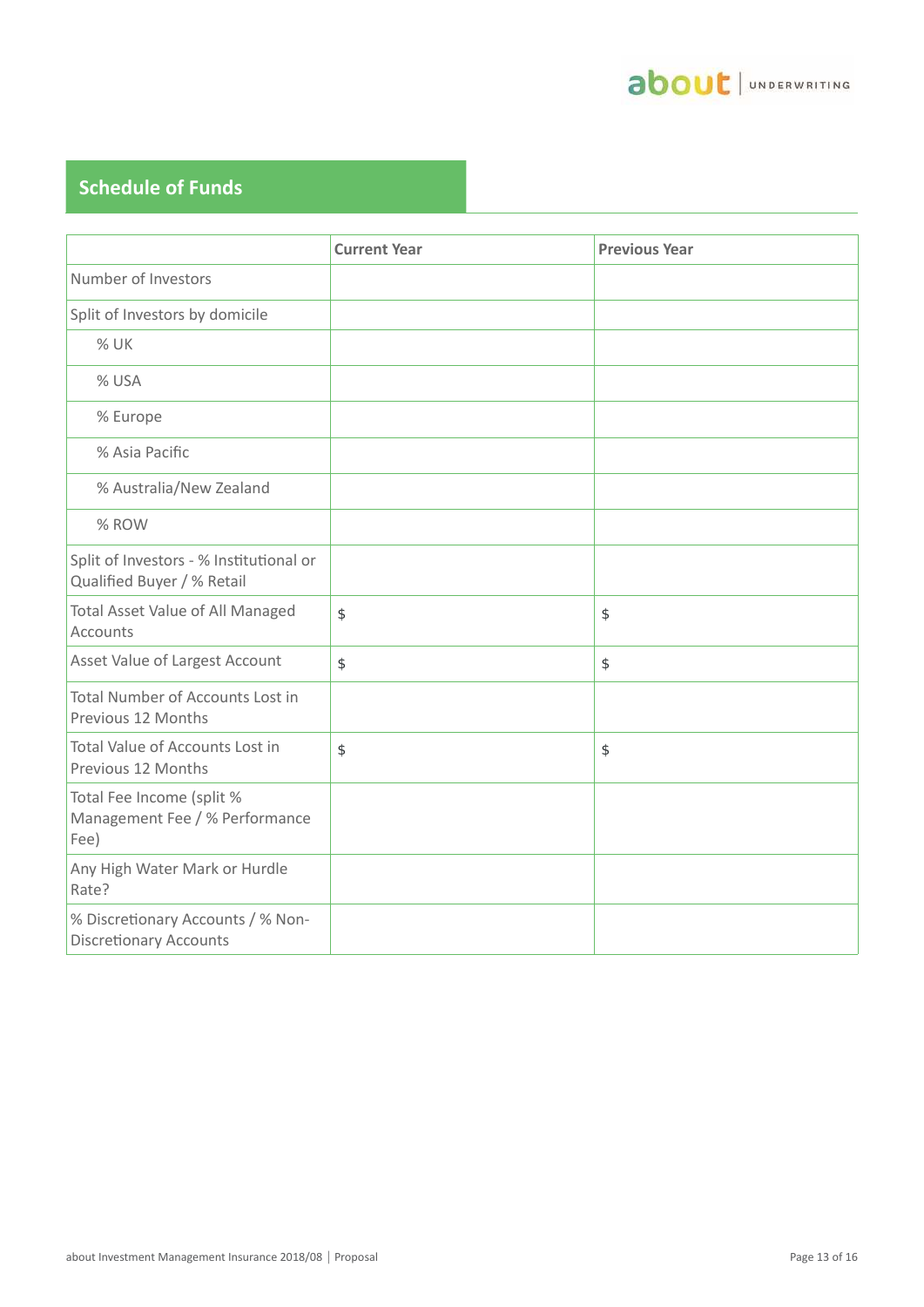## Schedule of Funds

| | Current Year | Previous Year |
|---|---|---|
| Number of Investors | | |
| Split of Investors by domicile | | |
| % UK | | |
| % USA | | |
| % Europe | | |
| % Asia Pacific | | |
| % Australia/New Zealand | | |
| % ROW | | |
| Split of Investors - % Institutional or Qualified Buyer / % Retail | | |
| Total Asset Value of All Managed Accounts | $ | $ |
| Asset Value of Largest Account | $ | $ |
| Total Number of Accounts Lost in Previous 12 Months | | |
| Total Value of Accounts Lost in Previous 12 Months | $ | $ |
| Total Fee Income (split % Management Fee / % Performance Fee) | | |
| Any High Water Mark or Hurdle Rate? | | |
| % Discretionary Accounts / % Non-Discretionary Accounts | | |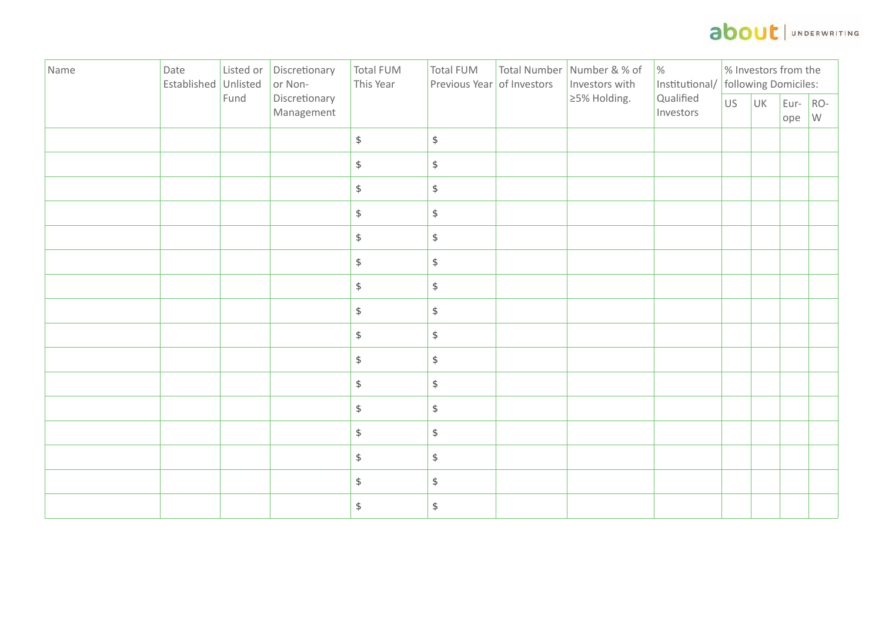| Name | Date Established | Listed or Unlisted Fund | Discretionary or Non-Discretionary Management | Total FUM This Year | Total FUM Previous Year | Total Number of Investors | Number & % of Investors with ≥5% Holding. | % Institutional/ Qualified Investors | % Investors from the following Domiciles: | | | |
|---|---|---|---|---|---|---|---|---|---|---|---|---|
| | | | | | | | | | US | UK | Eur-ope | RO-W |
| | | | | $ | $ | | | | | | | |
| | | | | $ | $ | | | | | | | |
| | | | | $ | $ | | | | | | | |
| | | | | $ | $ | | | | | | | |
| | | | | $ | $ | | | | | | | |
| | | | | $ | $ | | | | | | | |
| | | | | $ | $ | | | | | | | |
| | | | | $ | $ | | | | | | | |
| | | | | $ | $ | | | | | | | |
| | | | | $ | $ | | | | | | | |
| | | | | $ | $ | | | | | | | |
| | | | | $ | $ | | | | | | | |
| | | | | $ | $ | | | | | | | |
| | | | | $ | $ | | | | | | | |
| | | | | $ | $ | | | | | | | |
| | | | | $ | $ | | | | | | | |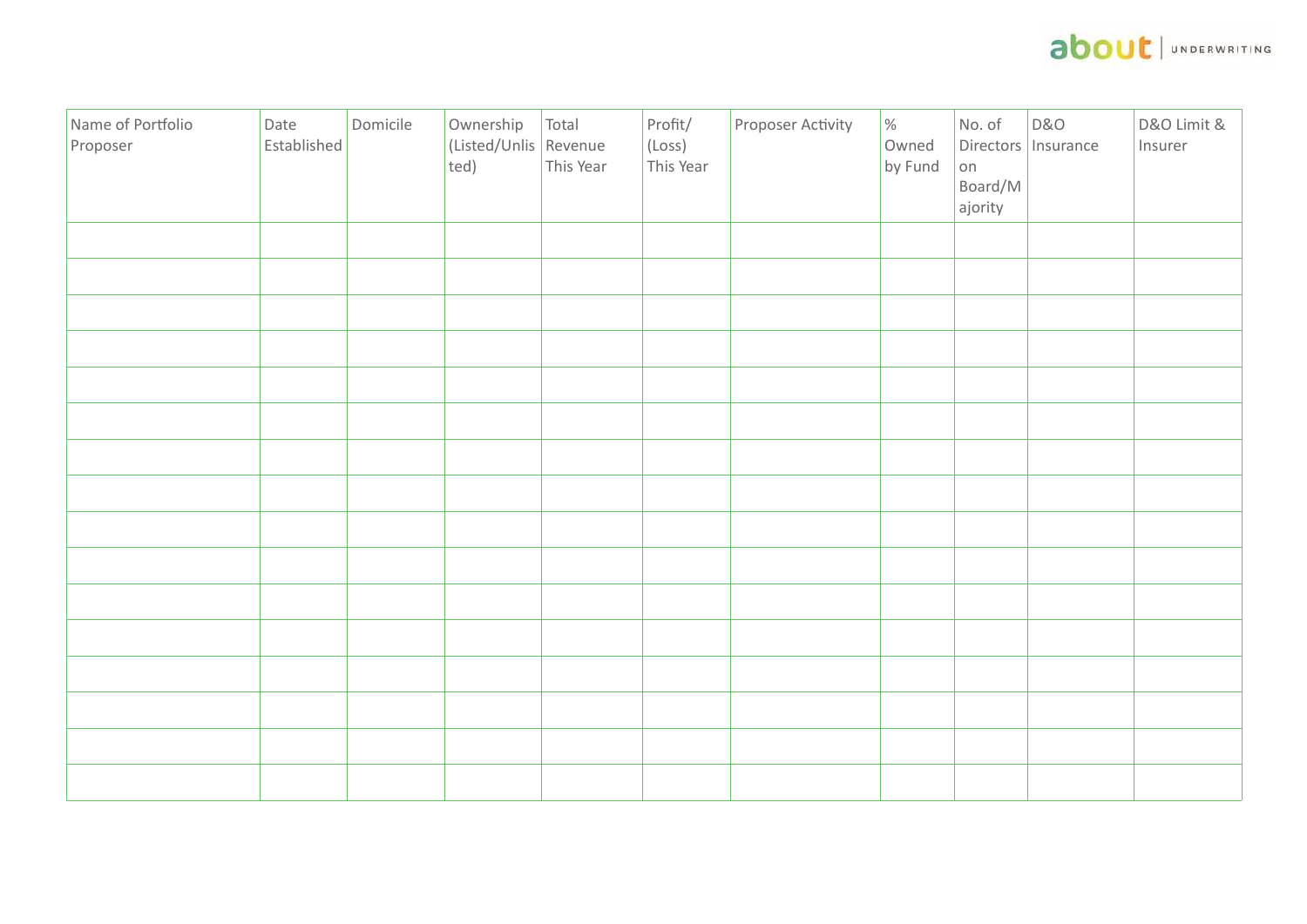| Name of Portfolio Proposer | Date Established | Domicile | Ownership (Listed/Unlisted) | Total Revenue This Year | Profit/ (Loss) This Year | Proposer Activity | % Owned by Fund | No. of Directors on Board/Majority | D&O Insurance | D&O Limit & Insurer |
|---|---|---|---|---|---|---|---|---|---|---|
| | | | | | | | | | | |
| | | | | | | | | | | |
| | | | | | | | | | | |
| | | | | | | | | | | |
| | | | | | | | | | | |
| | | | | | | | | | | |
| | | | | | | | | | | |
| | | | | | | | | | | |
| | | | | | | | | | | |
| | | | | | | | | | | |
| | | | | | | | | | | |
| | | | | | | | | | | |
| | | | | | | | | | | |
| | | | | | | | | | | |
| | | | | | | | | | | |
| | | | | | | | | | | |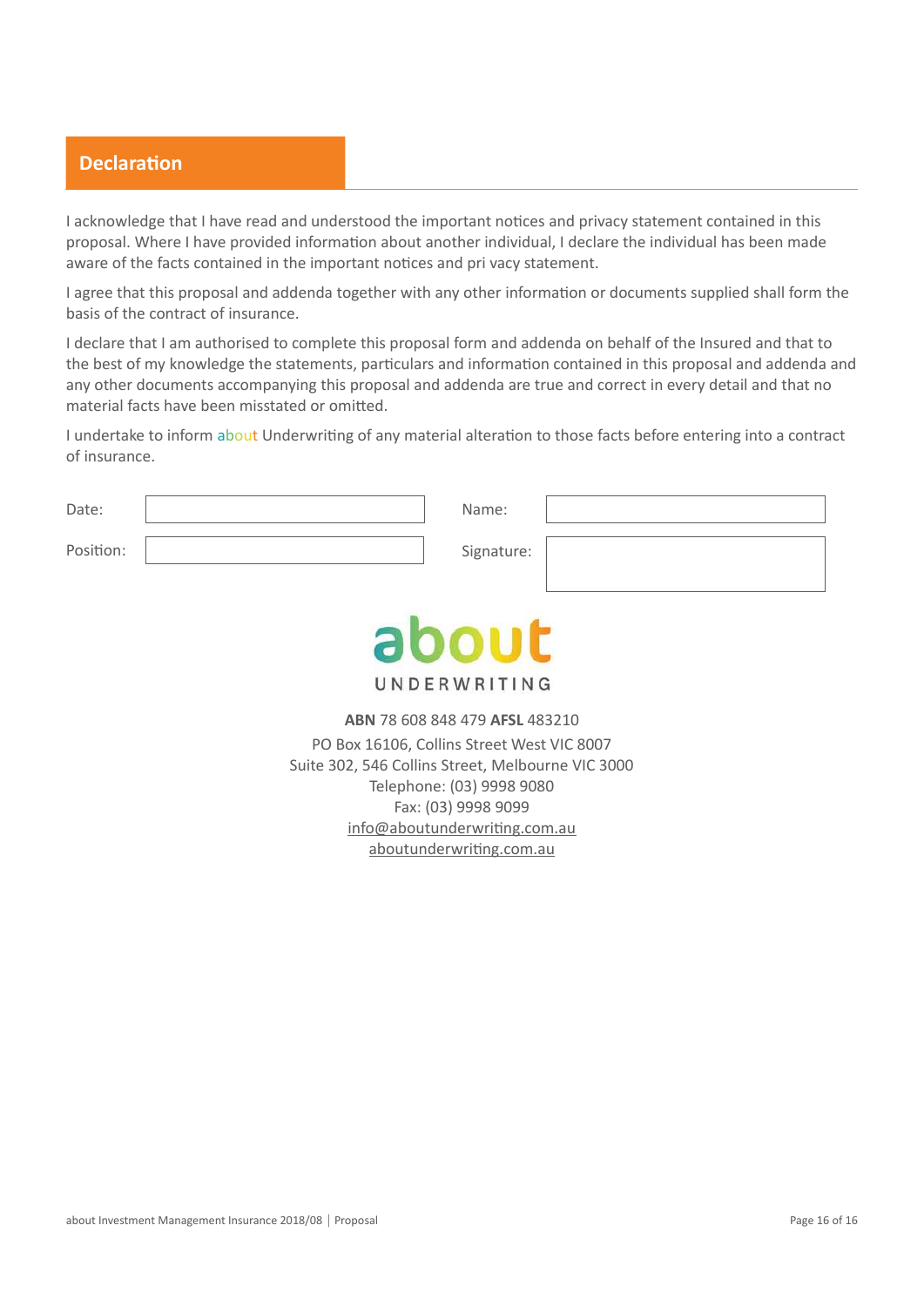## Declaration

I acknowledge that I have read and understood the important notices and privacy statement contained in this proposal. Where I have provided information about another individual, I declare the individual has been made aware of the facts contained in the important notices and pri vacy statement.

I agree that this proposal and addenda together with any other information or documents supplied shall form the basis of the contract of insurance.

I declare that I am authorised to complete this proposal form and addenda on behalf of the Insured and that to the best of my knowledge the statements, particulars and information contained in this proposal and addenda and any other documents accompanying this proposal and addenda are true and correct in every detail and that no material facts have been misstated or omitted.

I undertake to inform about Underwriting of any material alteration to those facts before entering into a contract of insurance.

| | | | |
|---|---|---|---|
| Date: | | Name: | |
| Position: | | Signature: | |

about
UNDERWRITING

**ABN** 78 608 848 479 **AFSL** 483210
PO Box 16106, Collins Street West VIC 8007
Suite 302, 546 Collins Street, Melbourne VIC 3000
Telephone: (03) 9998 9080
Fax: (03) 9998 9099
info@aboutunderwriting.com.au
aboutunderwriting.com.au

about Investment Management Insurance 2018/08 | Proposal